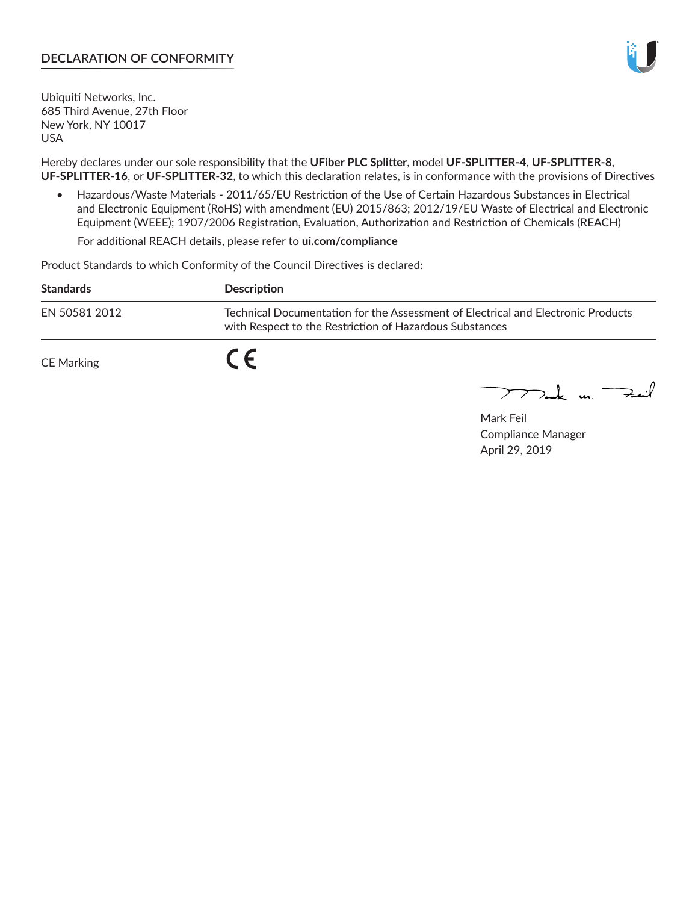# DECLARATION OF CONFORMITY

Ubiquiti Networks, Inc.
685 Third Avenue, 27th Floor
New York, NY 10017
USA

Hereby declares under our sole responsibility that the **UFiber PLC Splitter**, model **UF-SPLITTER-4**, **UF-SPLITTER-8**, **UF-SPLITTER-16**, or **UF-SPLITTER-32**, to which this declaration relates, is in conformance with the provisions of Directives

- Hazardous/Waste Materials - 2011/65/EU Restriction of the Use of Certain Hazardous Substances in Electrical and Electronic Equipment (RoHS) with amendment (EU) 2015/863; 2012/19/EU Waste of Electrical and Electronic Equipment (WEEE); 1907/2006 Registration, Evaluation, Authorization and Restriction of Chemicals (REACH)

  For additional REACH details, please refer to **ui.com/compliance**

Product Standards to which Conformity of the Council Directives is declared:

| Standards | Description |
|---|---|
| EN 50581 2012 | Technical Documentation for the Assessment of Electrical and Electronic Products with Respect to the Restriction of Hazardous Substances |
| CE Marking | CE |

Mark Feil
Compliance Manager
April 29, 2019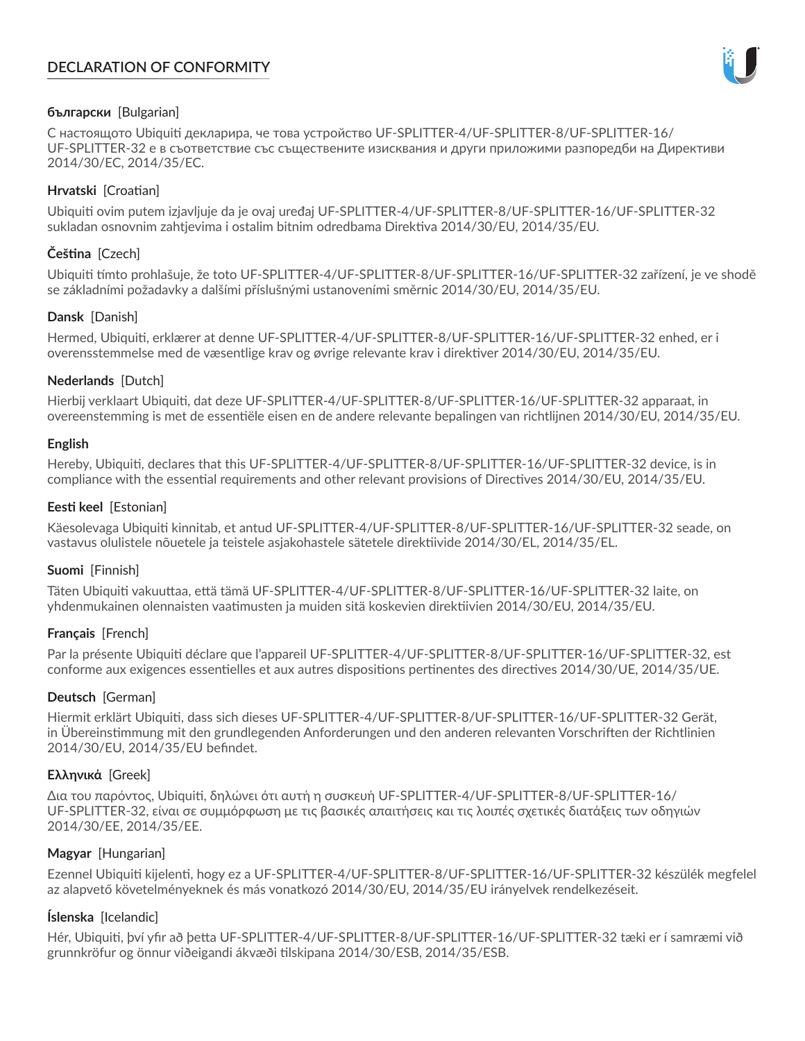# DECLARATION OF CONFORMITY

**български** [Bulgarian]

С настоящото Ubiquiti декларира, че това устройство UF-SPLITTER-4/UF-SPLITTER-8/UF-SPLITTER-16/UF-SPLITTER-32 е в съответствие със съществените изисквания и други приложими разпоредби на Директиви 2014/30/ЕС, 2014/35/ЕС.

**Hrvatski** [Croatian]

Ubiquiti ovim putem izjavljuje da je ovaj uređaj UF-SPLITTER-4/UF-SPLITTER-8/UF-SPLITTER-16/UF-SPLITTER-32 sukladan osnovnim zahtjevima i ostalim bitnim odredbama Direktiva 2014/30/EU, 2014/35/EU.

**Čeština** [Czech]

Ubiquiti tímto prohlašuje, že toto UF-SPLITTER-4/UF-SPLITTER-8/UF-SPLITTER-16/UF-SPLITTER-32 zařízení, je ve shodě se základními požadavky a dalšími příslušnými ustanoveními směrnic 2014/30/EU, 2014/35/EU.

**Dansk** [Danish]

Hermed, Ubiquiti, erklærer at denne UF-SPLITTER-4/UF-SPLITTER-8/UF-SPLITTER-16/UF-SPLITTER-32 enhed, er i overensstemmelse med de væsentlige krav og øvrige relevante krav i direktiver 2014/30/EU, 2014/35/EU.

**Nederlands** [Dutch]

Hierbij verklaart Ubiquiti, dat deze UF-SPLITTER-4/UF-SPLITTER-8/UF-SPLITTER-16/UF-SPLITTER-32 apparaat, in overeenstemming is met de essentiële eisen en de andere relevante bepalingen van richtlijnen 2014/30/EU, 2014/35/EU.

**English**

Hereby, Ubiquiti, declares that this UF-SPLITTER-4/UF-SPLITTER-8/UF-SPLITTER-16/UF-SPLITTER-32 device, is in compliance with the essential requirements and other relevant provisions of Directives 2014/30/EU, 2014/35/EU.

**Eesti keel** [Estonian]

Käesolevaga Ubiquiti kinnitab, et antud UF-SPLITTER-4/UF-SPLITTER-8/UF-SPLITTER-16/UF-SPLITTER-32 seade, on vastavus olulistele nõuetele ja teistele asjakohastele sätetele direktiivide 2014/30/EL, 2014/35/EL.

**Suomi** [Finnish]

Täten Ubiquiti vakuuttaa, että tämä UF-SPLITTER-4/UF-SPLITTER-8/UF-SPLITTER-16/UF-SPLITTER-32 laite, on yhdenmukainen olennaisten vaatimusten ja muiden sitä koskevien direktiivien 2014/30/EU, 2014/35/EU.

**Français** [French]

Par la présente Ubiquiti déclare que l'appareil UF-SPLITTER-4/UF-SPLITTER-8/UF-SPLITTER-16/UF-SPLITTER-32, est conforme aux exigences essentielles et aux autres dispositions pertinentes des directives 2014/30/UE, 2014/35/UE.

**Deutsch** [German]

Hiermit erklärt Ubiquiti, dass sich dieses UF-SPLITTER-4/UF-SPLITTER-8/UF-SPLITTER-16/UF-SPLITTER-32 Gerät, in Übereinstimmung mit den grundlegenden Anforderungen und den anderen relevanten Vorschriften der Richtlinien 2014/30/EU, 2014/35/EU befindet.

**Ελληνικά** [Greek]

Δια του παρόντος, Ubiquiti, δηλώνει ότι αυτή η συσκευή UF-SPLITTER-4/UF-SPLITTER-8/UF-SPLITTER-16/UF-SPLITTER-32, είναι σε συμμόρφωση με τις βασικές απαιτήσεις και τις λοιπές σχετικές διατάξεις των οδηγιών 2014/30/EE, 2014/35/EE.

**Magyar** [Hungarian]

Ezennel Ubiquiti kijelenti, hogy ez a UF-SPLITTER-4/UF-SPLITTER-8/UF-SPLITTER-16/UF-SPLITTER-32 készülék megfelel az alapvető követelményeknek és más vonatkozó 2014/30/EU, 2014/35/EU irányelvek rendelkezéseit.

**Íslenska** [Icelandic]

Hér, Ubiquiti, því yfir að þetta UF-SPLITTER-4/UF-SPLITTER-8/UF-SPLITTER-16/UF-SPLITTER-32 tæki er í samræmi við grunnkröfur og önnur viðeigandi ákvæði tilskipana 2014/30/ESB, 2014/35/ESB.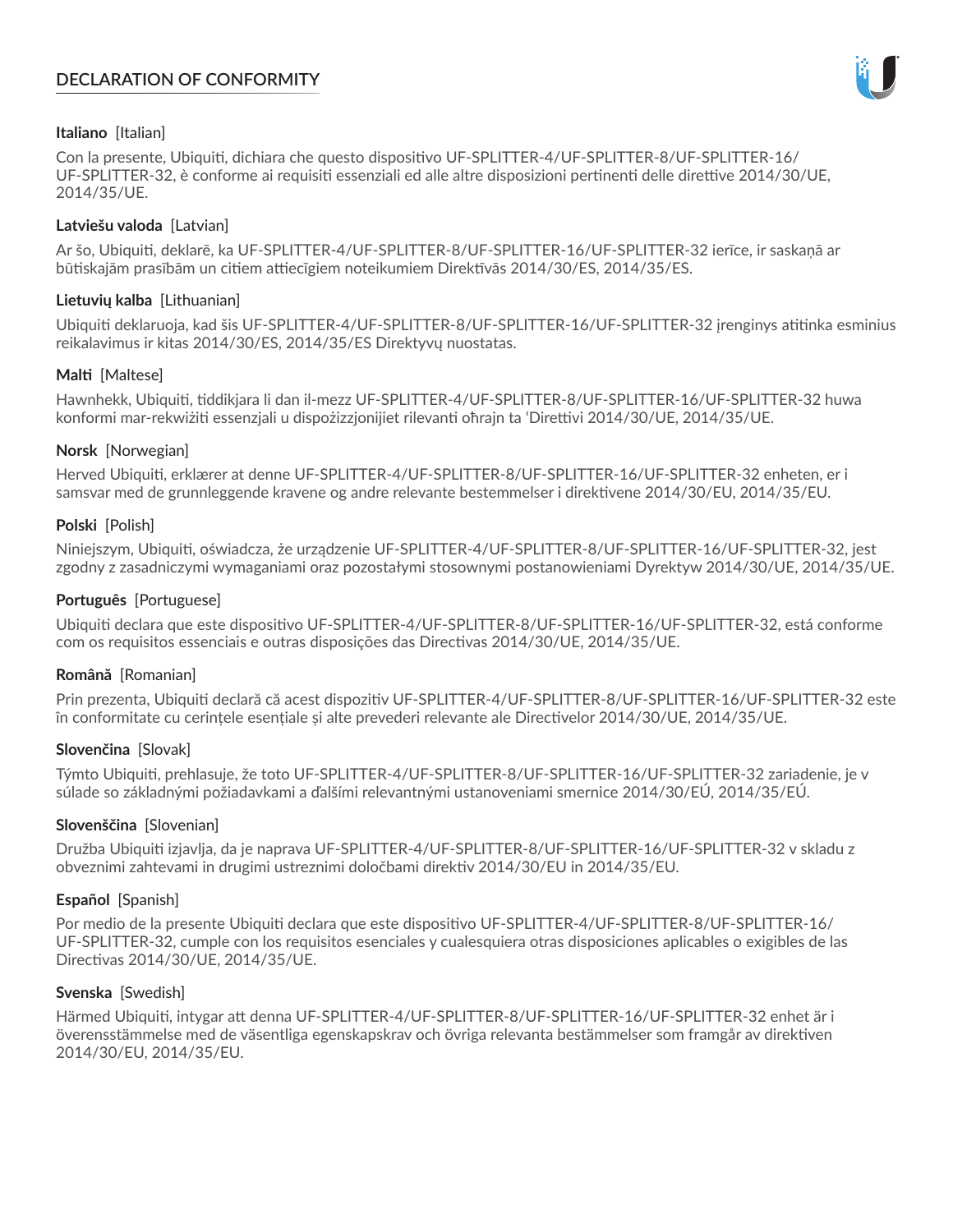# DECLARATION OF CONFORMITY

**Italiano** [Italian]

Con la presente, Ubiquiti, dichiara che questo dispositivo UF-SPLITTER-4/UF-SPLITTER-8/UF-SPLITTER-16/UF-SPLITTER-32, è conforme ai requisiti essenziali ed alle altre disposizioni pertinenti delle direttive 2014/30/UE, 2014/35/UE.

**Latviešu valoda** [Latvian]

Ar šo, Ubiquiti, deklarē, ka UF-SPLITTER-4/UF-SPLITTER-8/UF-SPLITTER-16/UF-SPLITTER-32 ierīce, ir saskaņā ar būtiskajām prasībām un citiem attiecīgiem noteikumiem Direktīvās 2014/30/ES, 2014/35/ES.

**Lietuvių kalba** [Lithuanian]

Ubiquiti deklaruoja, kad šis UF-SPLITTER-4/UF-SPLITTER-8/UF-SPLITTER-16/UF-SPLITTER-32 įrenginys atitinka esminius reikalavimus ir kitas 2014/30/ES, 2014/35/ES Direktyvų nuostatas.

**Malti** [Maltese]

Hawnhekk, Ubiquiti, tiddikjara li dan il-mezz UF-SPLITTER-4/UF-SPLITTER-8/UF-SPLITTER-16/UF-SPLITTER-32 huwa konformi mar-rekwiżiti essenzjali u dispożizzjonijiet rilevanti oħrajn ta 'Direttivi 2014/30/UE, 2014/35/UE.

**Norsk** [Norwegian]

Herved Ubiquiti, erklærer at denne UF-SPLITTER-4/UF-SPLITTER-8/UF-SPLITTER-16/UF-SPLITTER-32 enheten, er i samsvar med de grunnleggende kravene og andre relevante bestemmelser i direktivene 2014/30/EU, 2014/35/EU.

**Polski** [Polish]

Niniejszym, Ubiquiti, oświadcza, że urządzenie UF-SPLITTER-4/UF-SPLITTER-8/UF-SPLITTER-16/UF-SPLITTER-32, jest zgodny z zasadniczymi wymaganiami oraz pozostałymi stosownymi postanowieniami Dyrektyw 2014/30/UE, 2014/35/UE.

**Português** [Portuguese]

Ubiquiti declara que este dispositivo UF-SPLITTER-4/UF-SPLITTER-8/UF-SPLITTER-16/UF-SPLITTER-32, está conforme com os requisitos essenciais e outras disposições das Directivas 2014/30/UE, 2014/35/UE.

**Română** [Romanian]

Prin prezenta, Ubiquiti declară că acest dispozitiv UF-SPLITTER-4/UF-SPLITTER-8/UF-SPLITTER-16/UF-SPLITTER-32 este în conformitate cu cerințele esențiale și alte prevederi relevante ale Directivelor 2014/30/UE, 2014/35/UE.

**Slovenčina** [Slovak]

Týmto Ubiquiti, prehlasuje, že toto UF-SPLITTER-4/UF-SPLITTER-8/UF-SPLITTER-16/UF-SPLITTER-32 zariadenie, je v súlade so základnými požiadavkami a ďalšími relevantnými ustanoveniami smernice 2014/30/EÚ, 2014/35/EÚ.

**Slovenščina** [Slovenian]

Družba Ubiquiti izjavlja, da je naprava UF-SPLITTER-4/UF-SPLITTER-8/UF-SPLITTER-16/UF-SPLITTER-32 v skladu z obveznimi zahtevami in drugimi ustreznimi določbami direktiv 2014/30/EU in 2014/35/EU.

**Español** [Spanish]

Por medio de la presente Ubiquiti declara que este dispositivo UF-SPLITTER-4/UF-SPLITTER-8/UF-SPLITTER-16/UF-SPLITTER-32, cumple con los requisitos esenciales y cualesquiera otras disposiciones aplicables o exigibles de las Directivas 2014/30/UE, 2014/35/UE.

**Svenska** [Swedish]

Härmed Ubiquiti, intygar att denna UF-SPLITTER-4/UF-SPLITTER-8/UF-SPLITTER-16/UF-SPLITTER-32 enhet är i överensstämmelse med de väsentliga egenskapskrav och övriga relevanta bestämmelser som framgår av direktiven 2014/30/EU, 2014/35/EU.